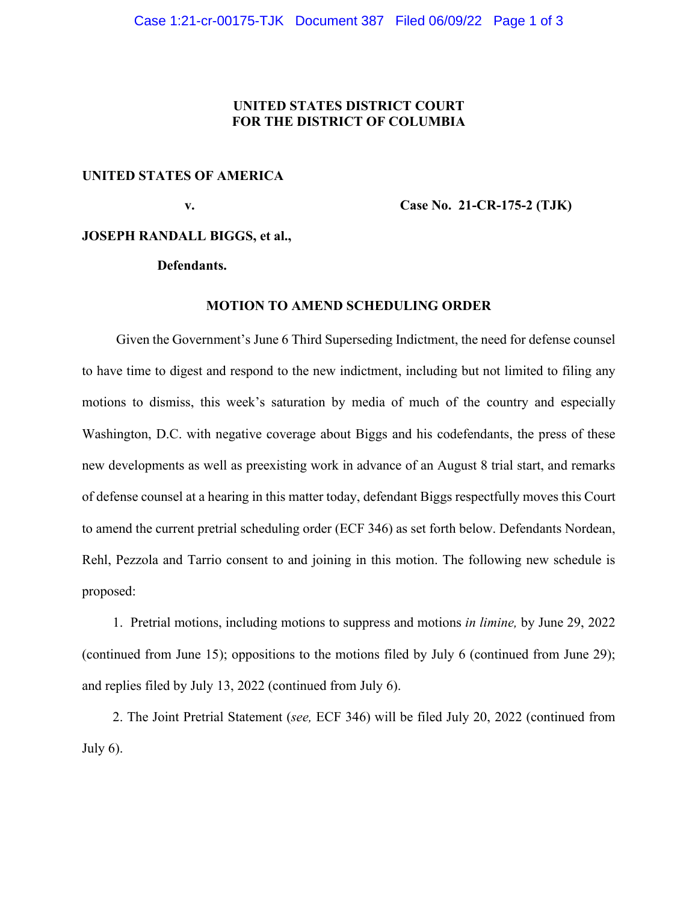**UNITED STATES DISTRICT COURT**
**FOR THE DISTRICT OF COLUMBIA**

**UNITED STATES OF AMERICA**

**v.** **Case No. 21-CR-175-2 (TJK)**

**JOSEPH RANDALL BIGGS, et al.,**

**Defendants.**

**MOTION TO AMEND SCHEDULING ORDER**

Given the Government's June 6 Third Superseding Indictment, the need for defense counsel to have time to digest and respond to the new indictment, including but not limited to filing any motions to dismiss, this week's saturation by media of much of the country and especially Washington, D.C. with negative coverage about Biggs and his codefendants, the press of these new developments as well as preexisting work in advance of an August 8 trial start, and remarks of defense counsel at a hearing in this matter today, defendant Biggs respectfully moves this Court to amend the current pretrial scheduling order (ECF 346) as set forth below. Defendants Nordean, Rehl, Pezzola and Tarrio consent to and joining in this motion. The following new schedule is proposed:

1. Pretrial motions, including motions to suppress and motions *in limine,* by June 29, 2022 (continued from June 15); oppositions to the motions filed by July 6 (continued from June 29); and replies filed by July 13, 2022 (continued from July 6).

2. The Joint Pretrial Statement (*see,* ECF 346) will be filed July 20, 2022 (continued from July 6).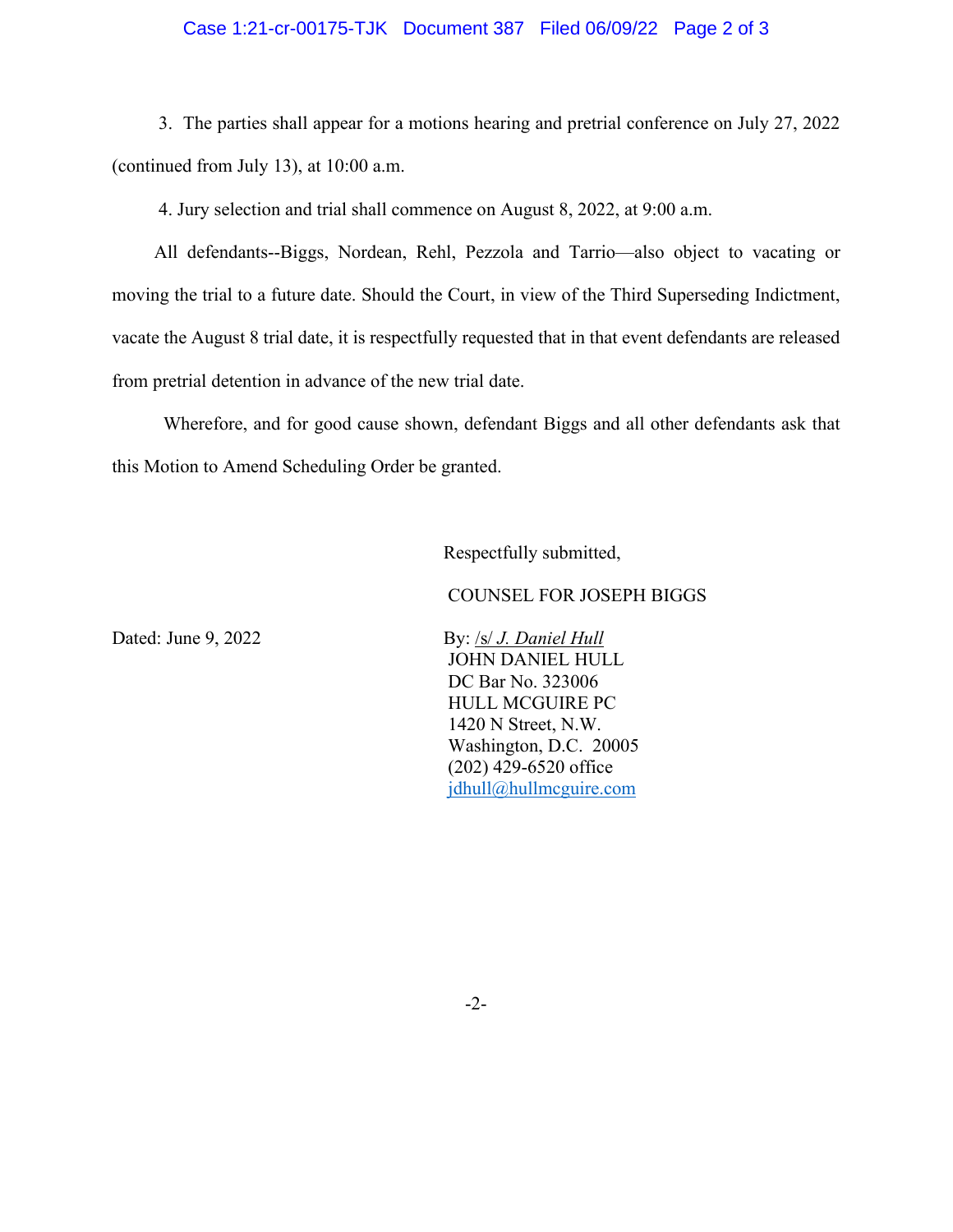3. The parties shall appear for a motions hearing and pretrial conference on July 27, 2022 (continued from July 13), at 10:00 a.m.

4. Jury selection and trial shall commence on August 8, 2022, at 9:00 a.m.

All defendants--Biggs, Nordean, Rehl, Pezzola and Tarrio—also object to vacating or moving the trial to a future date. Should the Court, in view of the Third Superseding Indictment, vacate the August 8 trial date, it is respectfully requested that in that event defendants are released from pretrial detention in advance of the new trial date.

Wherefore, and for good cause shown, defendant Biggs and all other defendants ask that this Motion to Amend Scheduling Order be granted.

Respectfully submitted,

COUNSEL FOR JOSEPH BIGGS

Dated: June 9, 2022

By: /s/ *J. Daniel Hull*
JOHN DANIEL HULL
DC Bar No. 323006
HULL MCGUIRE PC
1420 N Street, N.W.
Washington, D.C. 20005
(202) 429-6520 office
jdhull@hullmcguire.com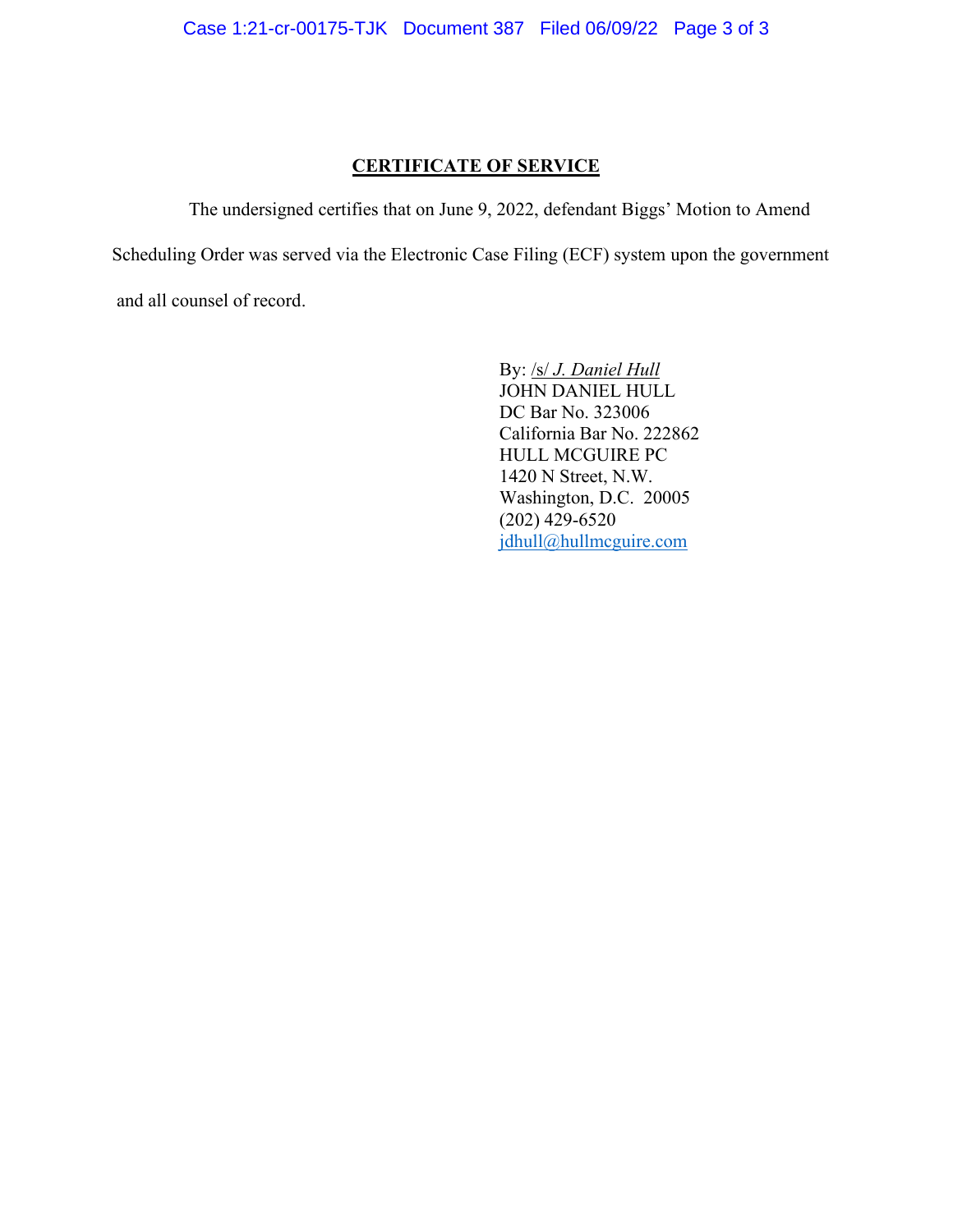## CERTIFICATE OF SERVICE

The undersigned certifies that on June 9, 2022, defendant Biggs' Motion to Amend Scheduling Order was served via the Electronic Case Filing (ECF) system upon the government and all counsel of record.

By: /s/ *J. Daniel Hull*
JOHN DANIEL HULL
DC Bar No. 323006
California Bar No. 222862
HULL MCGUIRE PC
1420 N Street, N.W.
Washington, D.C. 20005
(202) 429-6520
jdhull@hullmcguire.com